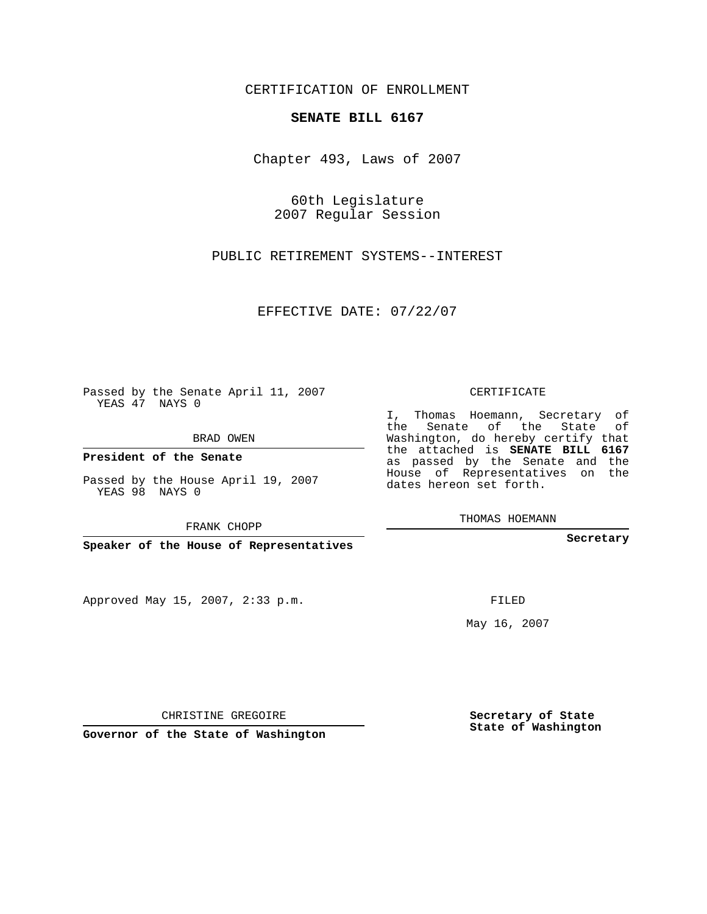CERTIFICATION OF ENROLLMENT

**SENATE BILL 6167**

Chapter 493, Laws of 2007

60th Legislature
2007 Regular Session

PUBLIC RETIREMENT SYSTEMS--INTEREST

EFFECTIVE DATE: 07/22/07

Passed by the Senate April 11, 2007
YEAS 47 NAYS 0

BRAD OWEN

**President of the Senate**

Passed by the House April 19, 2007
YEAS 98 NAYS 0

FRANK CHOPP

**Speaker of the House of Representatives**

CERTIFICATE

I, Thomas Hoemann, Secretary of the Senate of the State of Washington, do hereby certify that the attached is **SENATE BILL 6167** as passed by the Senate and the House of Representatives on the dates hereon set forth.

THOMAS HOEMANN

**Secretary**

Approved May 15, 2007, 2:33 p.m.

FILED

May 16, 2007

CHRISTINE GREGOIRE

**Governor of the State of Washington**

**Secretary of State**
**State of Washington**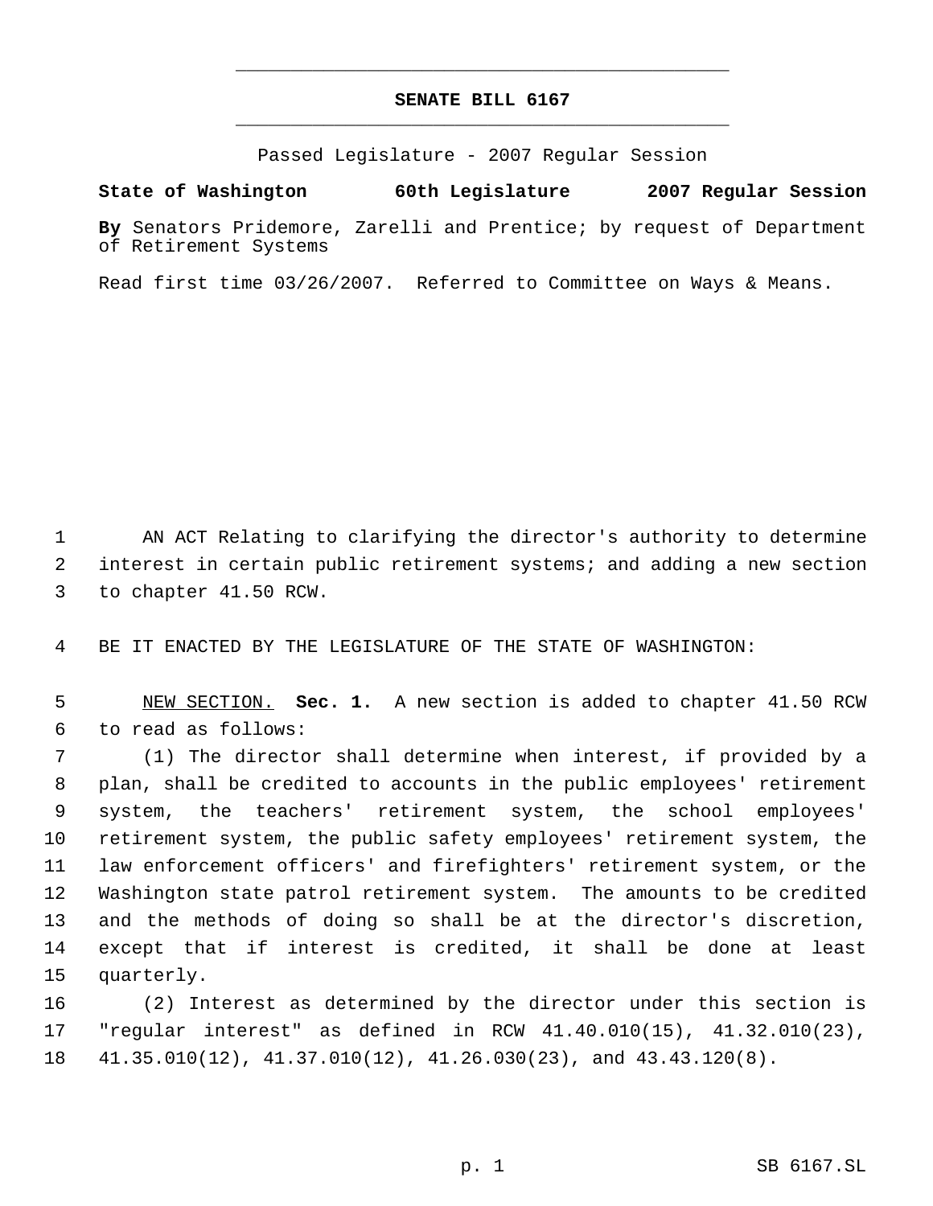# SENATE BILL 6167

Passed Legislature - 2007 Regular Session

**State of Washington 60th Legislature 2007 Regular Session**

**By** Senators Pridemore, Zarelli and Prentice; by request of Department of Retirement Systems

Read first time 03/26/2007. Referred to Committee on Ways & Means.

AN ACT Relating to clarifying the director's authority to determine interest in certain public retirement systems; and adding a new section to chapter 41.50 RCW.

BE IT ENACTED BY THE LEGISLATURE OF THE STATE OF WASHINGTON:

NEW SECTION. **Sec. 1.** A new section is added to chapter 41.50 RCW to read as follows:

(1) The director shall determine when interest, if provided by a plan, shall be credited to accounts in the public employees' retirement system, the teachers' retirement system, the school employees' retirement system, the public safety employees' retirement system, the law enforcement officers' and firefighters' retirement system, or the Washington state patrol retirement system. The amounts to be credited and the methods of doing so shall be at the director's discretion, except that if interest is credited, it shall be done at least quarterly.

(2) Interest as determined by the director under this section is "regular interest" as defined in RCW 41.40.010(15), 41.32.010(23), 41.35.010(12), 41.37.010(12), 41.26.030(23), and 43.43.120(8).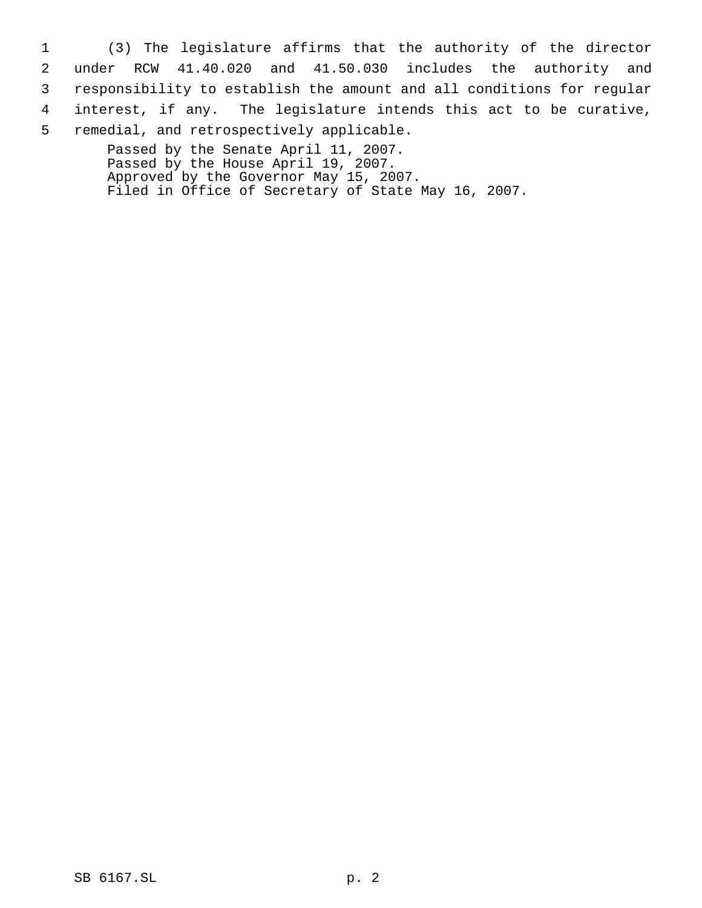(3) The legislature affirms that the authority of the director under RCW 41.40.020 and 41.50.030 includes the authority and responsibility to establish the amount and all conditions for regular interest, if any. The legislature intends this act to be curative, remedial, and retrospectively applicable.

Passed by the Senate April 11, 2007.
Passed by the House April 19, 2007.
Approved by the Governor May 15, 2007.
Filed in Office of Secretary of State May 16, 2007.